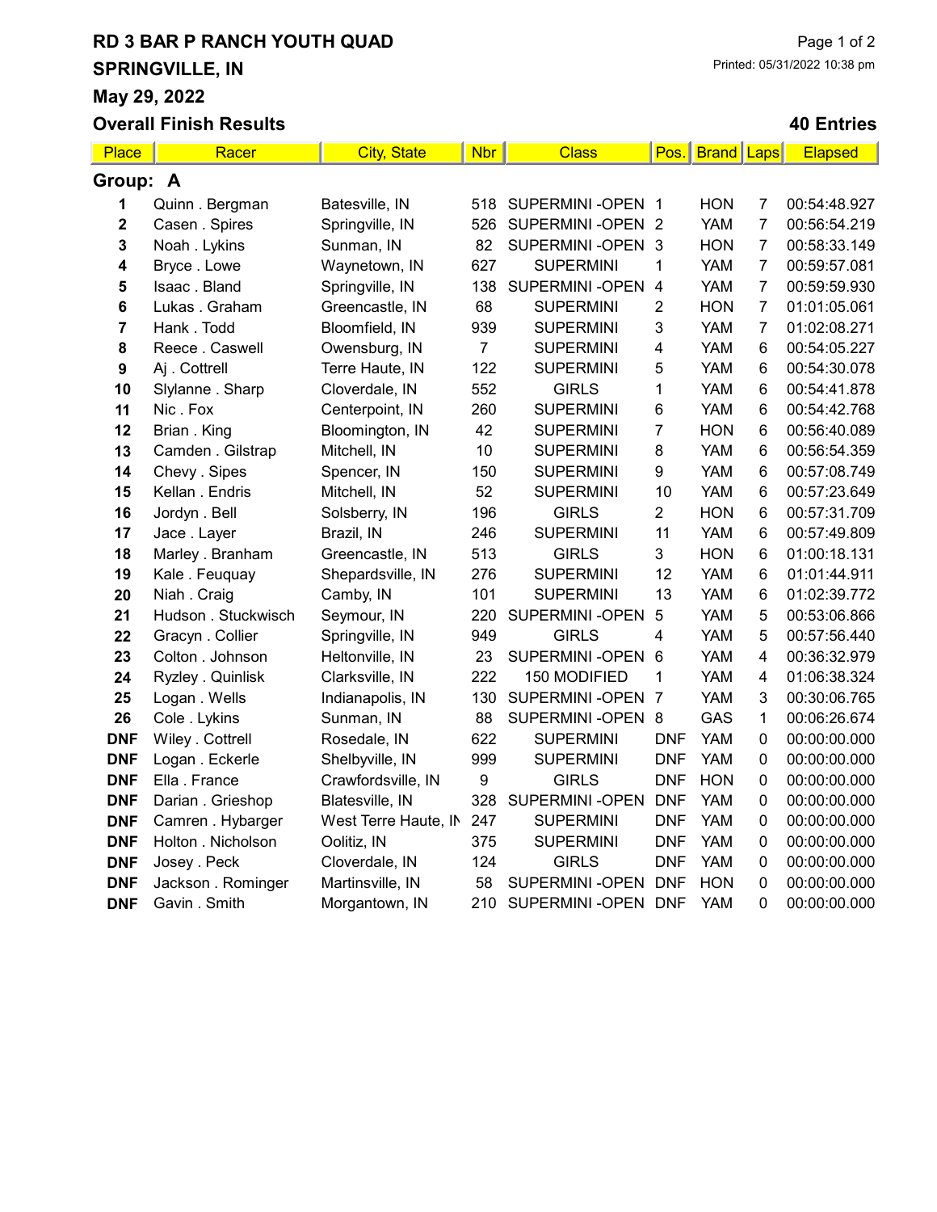# RD 3 BAR P RANCH YOUTH QUAD

## SPRINGVILLE, IN

## May 29, 2022

## Overall Finish Results

Printed: 05/31/2022 10:38 pm

**40 Entries**

| Place | Racer | City, State | Nbr | Class | Pos. | Brand | Laps | Elapsed |
|---|---|---|---|---|---|---|---|---|
| **Group: A** | | | | | | | | |
| 1 | Quinn . Bergman | Batesville, IN | 518 | SUPERMINI -OPEN | 1 | HON | 7 | 00:54:48.927 |
| 2 | Casen . Spires | Springville, IN | 526 | SUPERMINI -OPEN | 2 | YAM | 7 | 00:56:54.219 |
| 3 | Noah . Lykins | Sunman, IN | 82 | SUPERMINI -OPEN | 3 | HON | 7 | 00:58:33.149 |
| 4 | Bryce . Lowe | Waynetown, IN | 627 | SUPERMINI | 1 | YAM | 7 | 00:59:57.081 |
| 5 | Isaac . Bland | Springville, IN | 138 | SUPERMINI -OPEN | 4 | YAM | 7 | 00:59:59.930 |
| 6 | Lukas . Graham | Greencastle, IN | 68 | SUPERMINI | 2 | HON | 7 | 01:01:05.061 |
| 7 | Hank . Todd | Bloomfield, IN | 939 | SUPERMINI | 3 | YAM | 7 | 01:02:08.271 |
| 8 | Reece . Caswell | Owensburg, IN | 7 | SUPERMINI | 4 | YAM | 6 | 00:54:05.227 |
| 9 | Aj . Cottrell | Terre Haute, IN | 122 | SUPERMINI | 5 | YAM | 6 | 00:54:30.078 |
| 10 | Slylanne . Sharp | Cloverdale, IN | 552 | GIRLS | 1 | YAM | 6 | 00:54:41.878 |
| 11 | Nic . Fox | Centerpoint, IN | 260 | SUPERMINI | 6 | YAM | 6 | 00:54:42.768 |
| 12 | Brian . King | Bloomington, IN | 42 | SUPERMINI | 7 | HON | 6 | 00:56:40.089 |
| 13 | Camden . Gilstrap | Mitchell, IN | 10 | SUPERMINI | 8 | YAM | 6 | 00:56:54.359 |
| 14 | Chevy . Sipes | Spencer, IN | 150 | SUPERMINI | 9 | YAM | 6 | 00:57:08.749 |
| 15 | Kellan . Endris | Mitchell, IN | 52 | SUPERMINI | 10 | YAM | 6 | 00:57:23.649 |
| 16 | Jordyn . Bell | Solsberry, IN | 196 | GIRLS | 2 | HON | 6 | 00:57:31.709 |
| 17 | Jace . Layer | Brazil, IN | 246 | SUPERMINI | 11 | YAM | 6 | 00:57:49.809 |
| 18 | Marley . Branham | Greencastle, IN | 513 | GIRLS | 3 | HON | 6 | 01:00:18.131 |
| 19 | Kale . Feuquay | Shepardsville, IN | 276 | SUPERMINI | 12 | YAM | 6 | 01:01:44.911 |
| 20 | Niah . Craig | Camby, IN | 101 | SUPERMINI | 13 | YAM | 6 | 01:02:39.772 |
| 21 | Hudson . Stuckwisch | Seymour, IN | 220 | SUPERMINI -OPEN | 5 | YAM | 5 | 00:53:06.866 |
| 22 | Gracyn . Collier | Springville, IN | 949 | GIRLS | 4 | YAM | 5 | 00:57:56.440 |
| 23 | Colton . Johnson | Heltonville, IN | 23 | SUPERMINI -OPEN | 6 | YAM | 4 | 00:36:32.979 |
| 24 | Ryzley . Quinlisk | Clarksville, IN | 222 | 150 MODIFIED | 1 | YAM | 4 | 01:06:38.324 |
| 25 | Logan . Wells | Indianapolis, IN | 130 | SUPERMINI -OPEN | 7 | YAM | 3 | 00:30:06.765 |
| 26 | Cole . Lykins | Sunman, IN | 88 | SUPERMINI -OPEN | 8 | GAS | 1 | 00:06:26.674 |
| DNF | Wiley . Cottrell | Rosedale, IN | 622 | SUPERMINI | DNF | YAM | 0 | 00:00:00.000 |
| DNF | Logan . Eckerle | Shelbyville, IN | 999 | SUPERMINI | DNF | YAM | 0 | 00:00:00.000 |
| DNF | Ella . France | Crawfordsville, IN | 9 | GIRLS | DNF | HON | 0 | 00:00:00.000 |
| DNF | Darian . Grieshop | Blatesville, IN | 328 | SUPERMINI -OPEN | DNF | YAM | 0 | 00:00:00.000 |
| DNF | Camren . Hybarger | West Terre Haute, IN | 247 | SUPERMINI | DNF | YAM | 0 | 00:00:00.000 |
| DNF | Holton . Nicholson | Oolitiz, IN | 375 | SUPERMINI | DNF | YAM | 0 | 00:00:00.000 |
| DNF | Josey . Peck | Cloverdale, IN | 124 | GIRLS | DNF | YAM | 0 | 00:00:00.000 |
| DNF | Jackson . Rominger | Martinsville, IN | 58 | SUPERMINI -OPEN | DNF | HON | 0 | 00:00:00.000 |
| DNF | Gavin . Smith | Morgantown, IN | 210 | SUPERMINI -OPEN | DNF | YAM | 0 | 00:00:00.000 |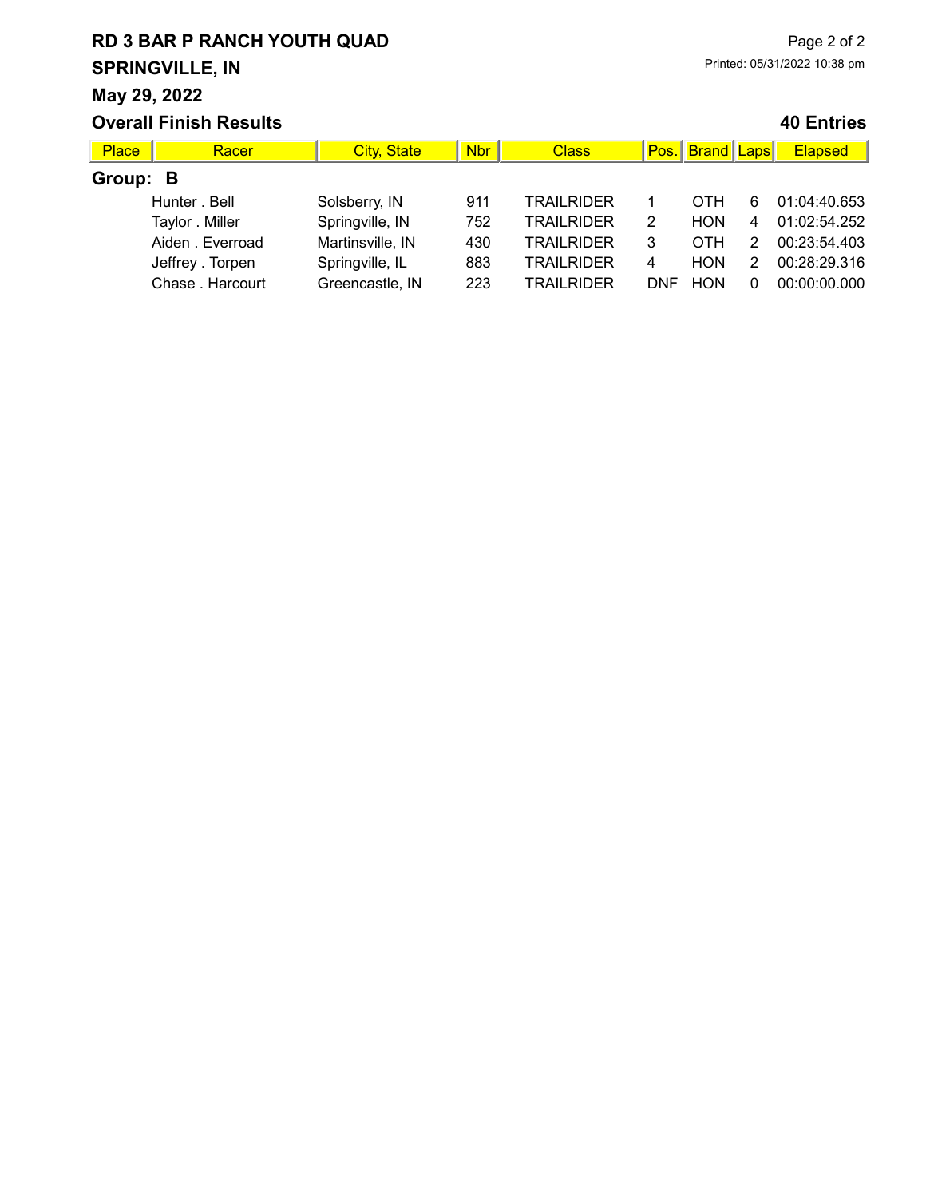# RD 3 BAR P RANCH YOUTH QUAD

## SPRINGVILLE, IN

## May 29, 2022

### Overall Finish Results

**40 Entries**

| Place | Racer | City, State | Nbr | Class | Pos. | Brand | Laps | Elapsed |
|---|---|---|---|---|---|---|---|---|
| **Group: B** | | | | | | | | |
| | Hunter . Bell | Solsberry, IN | 911 | TRAILRIDER | 1 | OTH | 6 | 01:04:40.653 |
| | Taylor . Miller | Springville, IN | 752 | TRAILRIDER | 2 | HON | 4 | 01:02:54.252 |
| | Aiden . Everroad | Martinsville, IN | 430 | TRAILRIDER | 3 | OTH | 2 | 00:23:54.403 |
| | Jeffrey . Torpen | Springville, IL | 883 | TRAILRIDER | 4 | HON | 2 | 00:28:29.316 |
| | Chase . Harcourt | Greencastle, IN | 223 | TRAILRIDER | DNF | HON | 0 | 00:00:00.000 |